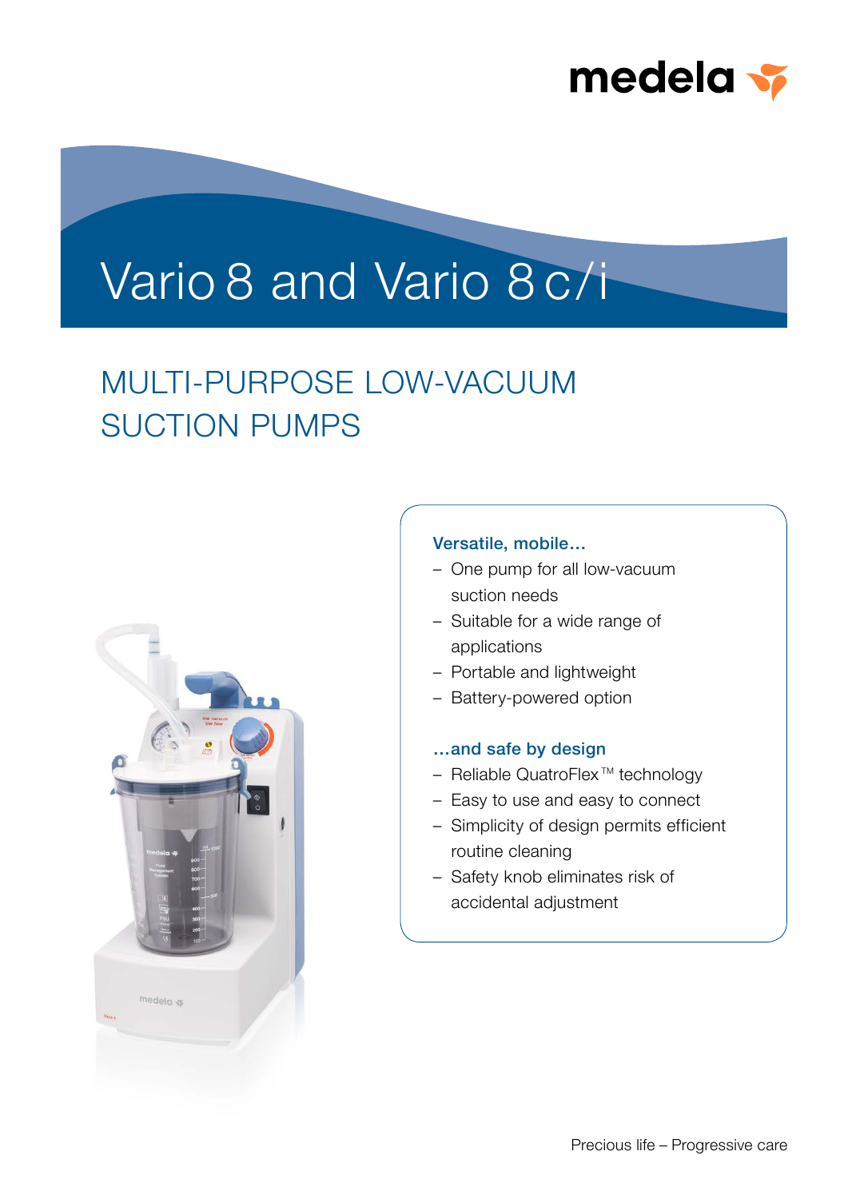medela

# Vario 8 and Vario 8 c/i

## MULTI-PURPOSE LOW-VACUUM SUCTION PUMPS

### Versatile, mobile…

- One pump for all low-vacuum suction needs
- Suitable for a wide range of applications
- Portable and lightweight
- Battery-powered option

### …and safe by design

- Reliable QuatroFlex™ technology
- Easy to use and easy to connect
- Simplicity of design permits efficient routine cleaning
- Safety knob eliminates risk of accidental adjustment

Precious life – Progressive care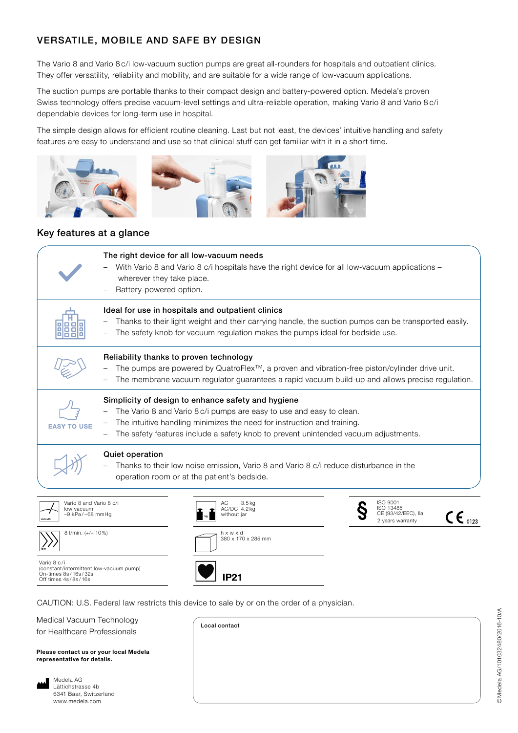## VERSATILE, MOBILE AND SAFE BY DESIGN

The Vario 8 and Vario 8 c/i low-vacuum suction pumps are great all-rounders for hospitals and outpatient clinics. They offer versatility, reliability and mobility, and are suitable for a wide range of low-vacuum applications.

The suction pumps are portable thanks to their compact design and battery-powered option. Medela's proven Swiss technology offers precise vacuum-level settings and ultra-reliable operation, making Vario 8 and Vario 8 c/i dependable devices for long-term use in hospital.

The simple design allows for efficient routine cleaning. Last but not least, the devices' intuitive handling and safety features are easy to understand and use so that clinical stuff can get familiar with it in a short time.

### Key features at a glance

**The right device for all low-vacuum needs**
- With Vario 8 and Vario 8 c/i hospitals have the right device for all low-vacuum applications – wherever they take place.
- Battery-powered option.

**Ideal for use in hospitals and outpatient clinics**
- Thanks to their light weight and their carrying handle, the suction pumps can be transported easily.
- The safety knob for vacuum regulation makes the pumps ideal for bedside use.

**Reliability thanks to proven technology**
- The pumps are powered by QuatroFlex™, a proven and vibration-free piston/cylinder drive unit.
- The membrane vacuum regulator guarantees a rapid vacuum build-up and allows precise regulation.

**Simplicity of design to enhance safety and hygiene**

EASY TO USE

- The Vario 8 and Vario 8 c/i pumps are easy to use and easy to clean.
- The intuitive handling minimizes the need for instruction and training.
- The safety features include a safety knob to prevent unintended vacuum adjustments.

**Quiet operation**
- Thanks to their low noise emission, Vario 8 and Vario 8 c/i reduce disturbance in the operation room or at the patient's bedside.

| | | |
|---|---|---|
| vacuum: Vario 8 and Vario 8 c/i low vacuum −9 kPa / −68 mmHg | AC 3.5 kg, AC/DC 4.2 kg without jar | ISO 9001, ISO 13485, CE (93/42/EEC), IIa, 2 years warranty, CE 0123 |
| flow: 8 l/min. (+/− 10%) | h x w x d 380 x 170 x 285 mm | |
| Vario 8 c/i (constant/intermittent low-vacuum pump) On-times 8s / 16s / 32s Off times 4s / 8s / 16s | IP21 | |

CAUTION: U.S. Federal law restricts this device to sale by or on the order of a physician.

Medical Vacuum Technology
for Healthcare Professionals

**Please contact us or your local Medela representative for details.**

Medela AG
Lättichstrasse 4b
6341 Baar, Switzerland
www.medela.com

**Local contact**

© Medela AG/101032480/2016-10/A